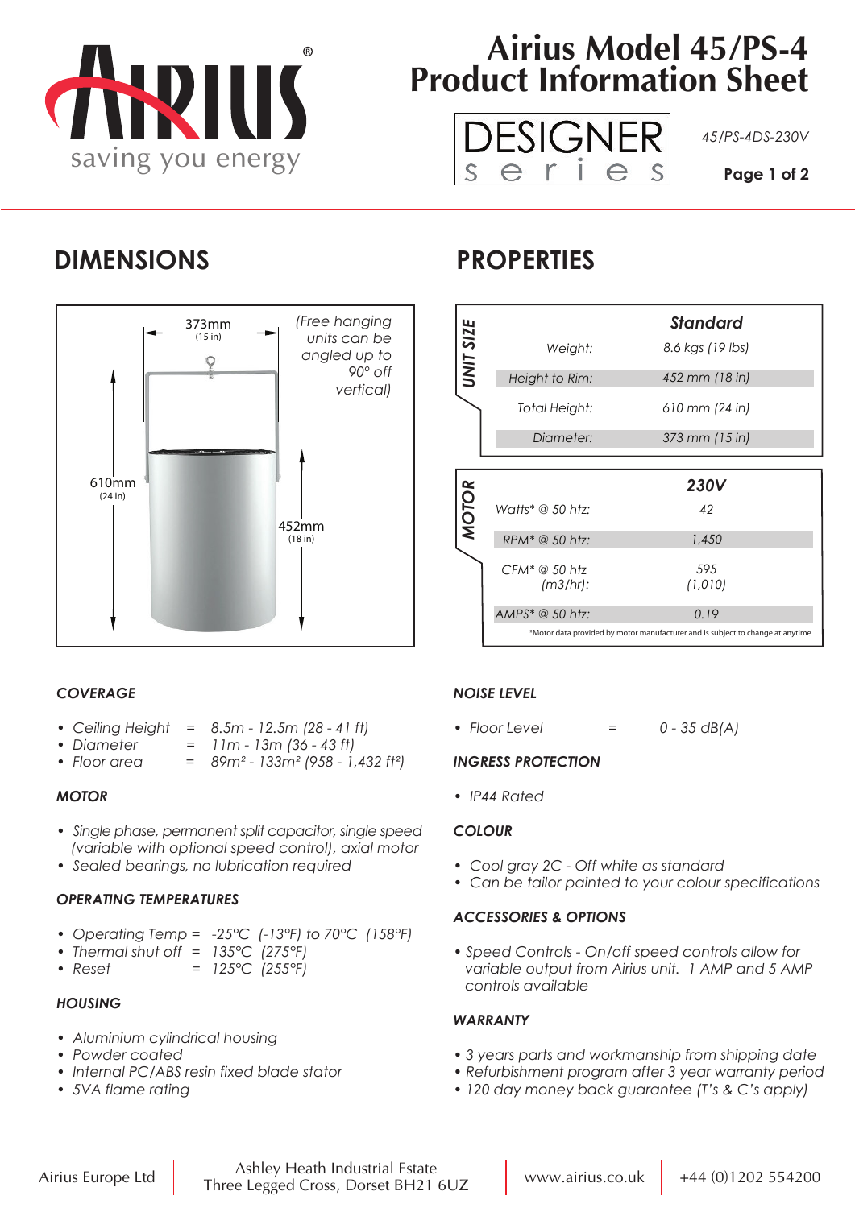# Airius Model 45/PS-4 Product Information Sheet

DESIGNER series

45/PS-4DS-230V

## DIMENSIONS

373mm (15 in)

(Free hanging units can be angled up to 90° off vertical)

610mm (24 in)

452mm (18 in)

## PROPERTIES

**UNIT SIZE**

| | Standard |
|---|---|
| Weight: | 8.6 kgs (19 lbs) |
| Height to Rim: | 452 mm (18 in) |
| Total Height: | 610 mm (24 in) |
| Diameter: | 373 mm (15 in) |

**MOTOR**

| | 230V |
|---|---|
| Watts* @ 50 htz: | 42 |
| RPM* @ 50 htz: | 1,450 |
| CFM* @ 50 htz (m3/hr): | 595 (1,010) |
| AMPS* @ 50 htz: | 0.19 |

*Motor data provided by motor manufacturer and is subject to change at anytime

### COVERAGE

- Ceiling Height = 8.5m - 12.5m (28 - 41 ft)
- Diameter = 11m - 13m (36 - 43 ft)
- Floor area = 89m² - 133m² (958 - 1,432 ft²)

### MOTOR

- Single phase, permanent split capacitor, single speed (variable with optional speed control), axial motor
- Sealed bearings, no lubrication required

### OPERATING TEMPERATURES

- Operating Temp = -25°C (-13°F) to 70°C (158°F)
- Thermal shut off = 135°C (275°F)
- Reset = 125°C (255°F)

### HOUSING

- Aluminium cylindrical housing
- Powder coated
- Internal PC/ABS resin fixed blade stator
- 5VA flame rating

### NOISE LEVEL

- Floor Level = 0 - 35 dB(A)

### INGRESS PROTECTION

- IP44 Rated

### COLOUR

- Cool gray 2C - Off white as standard
- Can be tailor painted to your colour specifications

### ACCESSORIES & OPTIONS

- Speed Controls - On/off speed controls allow for variable output from Airius unit. 1 AMP and 5 AMP controls available

### WARRANTY

- 3 years parts and workmanship from shipping date
- Refurbishment program after 3 year warranty period
- 120 day money back guarantee (T's & C's apply)

Airius Europe Ltd | Ashley Heath Industrial Estate, Three Legged Cross, Dorset BH21 6UZ | www.airius.co.uk | +44 (0)1202 554200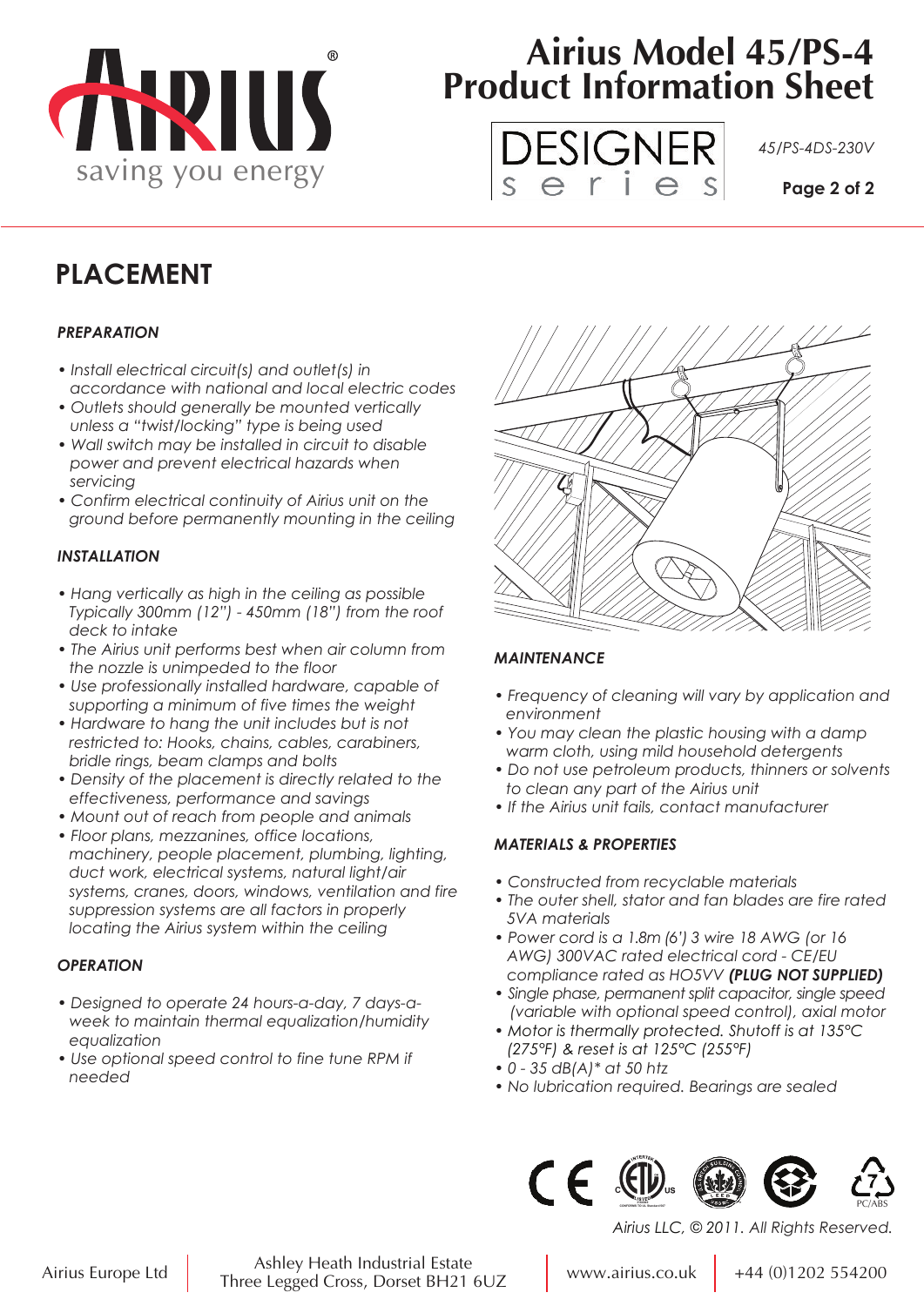# PLACEMENT

### PREPARATION

- *Install electrical circuit(s) and outlet(s) in accordance with national and local electric codes*
- *Outlets should generally be mounted vertically unless a "twist/locking" type is being used*
- *Wall switch may be installed in circuit to disable power and prevent electrical hazards when servicing*
- *Confirm electrical continuity of Airius unit on the ground before permanently mounting in the ceiling*

### INSTALLATION

- *Hang vertically as high in the ceiling as possible Typically 300mm (12") - 450mm (18") from the roof deck to intake*
- *The Airius unit performs best when air column from the nozzle is unimpeded to the floor*
- *Use professionally installed hardware, capable of supporting a minimum of five times the weight*
- *Hardware to hang the unit includes but is not restricted to: Hooks, chains, cables, carabiners, bridle rings, beam clamps and bolts*
- *Density of the placement is directly related to the effectiveness, performance and savings*
- *Mount out of reach from people and animals*
- *Floor plans, mezzanines, office locations, machinery, people placement, plumbing, lighting, duct work, electrical systems, natural light/air systems, cranes, doors, windows, ventilation and fire suppression systems are all factors in properly locating the Airius system within the ceiling*

### OPERATION

- *Designed to operate 24 hours-a-day, 7 days-a-week to maintain thermal equalization/humidity equalization*
- *Use optional speed control to fine tune RPM if needed*

### MAINTENANCE

- *Frequency of cleaning will vary by application and environment*
- *You may clean the plastic housing with a damp warm cloth, using mild household detergents*
- *Do not use petroleum products, thinners or solvents to clean any part of the Airius unit*
- *If the Airius unit fails, contact manufacturer*

### MATERIALS & PROPERTIES

- *Constructed from recyclable materials*
- *The outer shell, stator and fan blades are fire rated 5VA materials*
- *Power cord is a 1.8m (6') 3 wire 18 AWG (or 16 AWG) 300VAC rated electrical cord - CE/EU compliance rated as HO5VV **(PLUG NOT SUPPLIED)***
- *Single phase, permanent split capacitor, single speed (variable with optional speed control), axial motor*
- *Motor is thermally protected. Shutoff is at 135°C (275°F) & reset is at 125°C (255°F)*
- *0 - 35 dB(A)\* at 50 htz*
- *No lubrication required. Bearings are sealed*

*Airius LLC, © 2011. All Rights Reserved.*

Airius Europe Ltd | Ashley Heath Industrial Estate, Three Legged Cross, Dorset BH21 6UZ | www.airius.co.uk | +44 (0)1202 554200